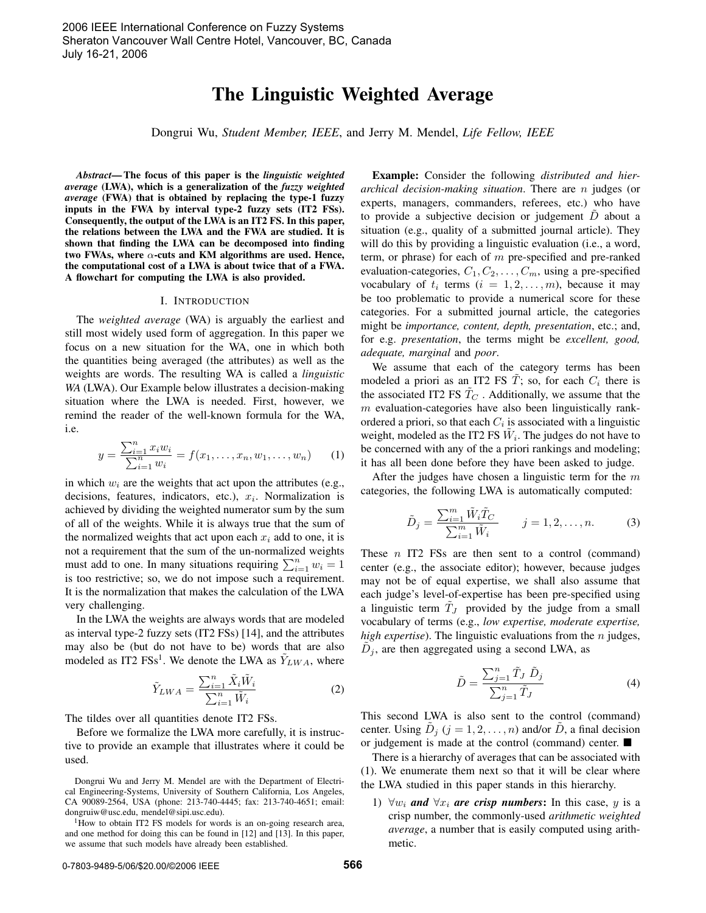# The Linguistic Weighted Average

Dongrui Wu, *Student Member, IEEE*, and Jerry M. Mendel, *Life Fellow, IEEE*

***Abstract*— The focus of this paper is the *linguistic weighted average* (LWA), which is a generalization of the *fuzzy weighted average* (FWA) that is obtained by replacing the type-1 fuzzy inputs in the FWA by interval type-2 fuzzy sets (IT2 FSs). Consequently, the output of the LWA is an IT2 FS. In this paper, the relations between the LWA and the FWA are studied. It is shown that finding the LWA can be decomposed into finding two FWAs, where $\alpha$-cuts and KM algorithms are used. Hence, the computational cost of a LWA is about twice that of a FWA. A flowchart for computing the LWA is also provided.**

## I. Introduction

The *weighted average* (WA) is arguably the earliest and still most widely used form of aggregation. In this paper we focus on a new situation for the WA, one in which both the quantities being averaged (the attributes) as well as the weights are words. The resulting WA is called a *linguistic WA* (LWA). Our Example below illustrates a decision-making situation where the LWA is needed. First, however, we remind the reader of the well-known formula for the WA, i.e.

$$y = \frac{\sum_{i=1}^{n} x_i w_i}{\sum_{i=1}^{n} w_i} = f(x_1, \ldots, x_n, w_1, \ldots, w_n) \qquad (1)$$

in which $w_i$ are the weights that act upon the attributes (e.g., decisions, features, indicators, etc.), $x_i$. Normalization is achieved by dividing the weighted numerator sum by the sum of all of the weights. While it is always true that the sum of the normalized weights that act upon each $x_i$ add to one, it is not a requirement that the sum of the un-normalized weights must add to one. In many situations requiring $\sum_{i=1}^{n} w_i = 1$ is too restrictive; so, we do not impose such a requirement. It is the normalization that makes the calculation of the LWA very challenging.

In the LWA the weights are always words that are modeled as interval type-2 fuzzy sets (IT2 FSs) [14], and the attributes may also be (but do not have to be) words that are also modeled as IT2 FSs[1]. We denote the LWA as $\tilde{Y}_{LWA}$, where

$$\tilde{Y}_{LWA} = \frac{\sum_{i=1}^{n} \tilde{X}_i \tilde{W}_i}{\sum_{i=1}^{n} \tilde{W}_i} \qquad (2)$$

The tildes over all quantities denote IT2 FSs.

Before we formalize the LWA more carefully, it is instructive to provide an example that illustrates where it could be used.

Dongrui Wu and Jerry M. Mendel are with the Department of Electrical Engineering-Systems, University of Southern California, Los Angeles, CA 90089-2564, USA (phone: 213-740-4445; fax: 213-740-4651; email: dongruiw@usc.edu, mendel@sipi.usc.edu).

[1] How to obtain IT2 FS models for words is an on-going research area, and one method for doing this can be found in [12] and [13]. In this paper, we assume that such models have already been established.

**Example:** Consider the following *distributed and hierarchical decision-making situation*. There are $n$ judges (or experts, managers, commanders, referees, etc.) who have to provide a subjective decision or judgement $\tilde{D}$ about a situation (e.g., quality of a submitted journal article). They will do this by providing a linguistic evaluation (i.e., a word, term, or phrase) for each of $m$ pre-specified and pre-ranked evaluation-categories, $C_1, C_2, \ldots, C_m$, using a pre-specified vocabulary of $t_i$ terms ($i = 1, 2, \ldots, m$), because it may be too problematic to provide a numerical score for these categories. For a submitted journal article, the categories might be *importance, content, depth, presentation*, etc.; and, for e.g. *presentation*, the terms might be *excellent, good, adequate, marginal* and *poor*.

We assume that each of the category terms has been modeled a priori as an IT2 FS $\tilde{T}$; so, for each $C_i$ there is the associated IT2 FS $\tilde{T}_C$ . Additionally, we assume that the $m$ evaluation-categories have also been linguistically rank-ordered a priori, so that each $C_i$ is associated with a linguistic weight, modeled as the IT2 FS $\tilde{W}_i$. The judges do not have to be concerned with any of the a priori rankings and modeling; it has all been done before they have been asked to judge.

After the judges have chosen a linguistic term for the $m$ categories, the following LWA is automatically computed:

$$\tilde{D}_j = \frac{\sum_{i=1}^{m} \tilde{W}_i \tilde{T}_C}{\sum_{i=1}^{m} \tilde{W}_i} \qquad j = 1, 2, \ldots, n. \qquad (3)$$

These $n$ IT2 FSs are then sent to a control (command) center (e.g., the associate editor); however, because judges may not be of equal expertise, we shall also assume that each judge's level-of-expertise has been pre-specified using a linguistic term $\tilde{T}_J$ provided by the judge from a small vocabulary of terms (e.g., *low expertise, moderate expertise, high expertise*). The linguistic evaluations from the $n$ judges, $\tilde{D}_j$, are then aggregated using a second LWA, as

$$\tilde{D} = \frac{\sum_{j=1}^{n} \tilde{T}_J \, \tilde{D}_j}{\sum_{j=1}^{n} \tilde{T}_J} \qquad (4)$$

This second LWA is also sent to the control (command) center. Using $\tilde{D}_j$ ($j = 1, 2, \ldots, n$) and/or $\tilde{D}$, a final decision or judgement is made at the control (command) center. ■

There is a hierarchy of averages that can be associated with (1). We enumerate them next so that it will be clear where the LWA studied in this paper stands in this hierarchy.

1) $\forall w_i$ ***and*** $\forall x_i$ ***are crisp numbers*****:** In this case, $y$ is a crisp number, the commonly-used *arithmetic weighted average*, a number that is easily computed using arithmetic.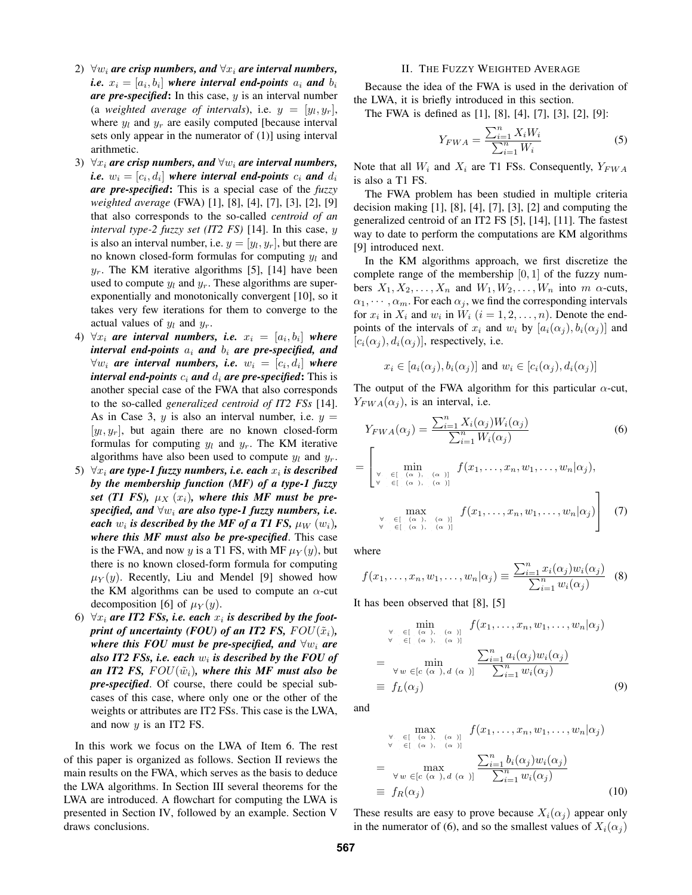2) $\forall w_i$ ***are crisp numbers, and*** $\forall x_i$ ***are interval numbers, i.e.*** $x_i = [a_i, b_i]$ ***where interval end-points*** $a_i$ ***and*** $b_i$ ***are pre-specified*:** In this case, $y$ is an interval number (a *weighted average of intervals*), i.e. $y = [y_l, y_r]$, where $y_l$ and $y_r$ are easily computed [because interval sets only appear in the numerator of (1)] using interval arithmetic.

3) $\forall x_i$ ***are crisp numbers, and*** $\forall w_i$ ***are interval numbers, i.e.*** $w_i = [c_i, d_i]$ ***where interval end-points*** $c_i$ ***and*** $d_i$ ***are pre-specified*:** This is a special case of the *fuzzy weighted average* (FWA) [1], [8], [4], [7], [3], [2], [9] that also corresponds to the so-called *centroid of an interval type-2 fuzzy set (IT2 FS)* [14]. In this case, $y$ is also an interval number, i.e. $y = [y_l, y_r]$, but there are no known closed-form formulas for computing $y_l$ and $y_r$. The KM iterative algorithms [5], [14] have been used to compute $y_l$ and $y_r$. These algorithms are super-exponentially and monotonically convergent [10], so it takes very few iterations for them to converge to the actual values of $y_l$ and $y_r$.

4) $\forall x_i$ ***are interval numbers, i.e.*** $x_i = [a_i, b_i]$ ***where interval end-points*** $a_i$ ***and*** $b_i$ ***are pre-specified, and*** $\forall w_i$ ***are interval numbers, i.e.*** $w_i = [c_i, d_i]$ ***where interval end-points*** $c_i$ ***and*** $d_i$ ***are pre-specified*:** This is another special case of the FWA that also corresponds to the so-called *generalized centroid of IT2 FSs* [14]. As in Case 3, $y$ is also an interval number, i.e. $y = [y_l, y_r]$, but again there are no known closed-form formulas for computing $y_l$ and $y_r$. The KM iterative algorithms have also been used to compute $y_l$ and $y_r$.

5) $\forall x_i$ ***are type-1 fuzzy numbers, i.e. each*** $x_i$ ***is described by the membership function (MF) of a type-1 fuzzy set (T1 FS),*** $\mu_X(x_i)$***, where this MF must be pre-specified, and*** $\forall w_i$ ***are also type-1 fuzzy numbers, i.e. each*** $w_i$ ***is described by the MF of a T1 FS,*** $\mu_W(w_i)$***, where this MF must also be pre-specified***. This case is the FWA, and now $y$ is a T1 FS, with MF $\mu_Y(y)$, but there is no known closed-form formula for computing $\mu_Y(y)$. Recently, Liu and Mendel [9] showed how the KM algorithms can be used to compute an $\alpha$-cut decomposition [6] of $\mu_Y(y)$.

6) $\forall x_i$ ***are IT2 FSs, i.e. each*** $x_i$ ***is described by the footprint of uncertainty (FOU) of an IT2 FS,*** $FOU(\tilde{x}_i)$***, where this FOU must be pre-specified, and*** $\forall w_i$ ***are also IT2 FSs, i.e. each*** $w_i$ ***is described by the FOU of an IT2 FS,*** $FOU(\tilde{w}_i)$***, where this MF must also be pre-specified***. Of course, there could be special sub-cases of this case, where only one or the other of the weights or attributes are IT2 FSs. This case is the LWA, and now $y$ is an IT2 FS.

In this work we focus on the LWA of Item 6. The rest of this paper is organized as follows. Section II reviews the main results on the FWA, which serves as the basis to deduce the LWA algorithms. In Section III several theorems for the LWA are introduced. A flowchart for computing the LWA is presented in Section IV, followed by an example. Section V draws conclusions.

## II. The Fuzzy Weighted Average

Because the idea of the FWA is used in the derivation of the LWA, it is briefly introduced in this section.

The FWA is defined as [1], [8], [4], [7], [3], [2], [9]:

$$Y_{FWA} = \frac{\sum_{i=1}^{n} X_i W_i}{\sum_{i=1}^{n} W_i} \tag{5}$$

Note that all $W_i$ and $X_i$ are T1 FSs. Consequently, $Y_{FWA}$ is also a T1 FS.

The FWA problem has been studied in multiple criteria decision making [1], [8], [4], [7], [3], [2] and computing the generalized centroid of an IT2 FS [5], [14], [11]. The fastest way to date to perform the computations are KM algorithms [9] introduced next.

In the KM algorithms approach, we first discretize the complete range of the membership $[0, 1]$ of the fuzzy numbers $X_1, X_2, \ldots, X_n$ and $W_1, W_2, \ldots, W_n$ into $m$ $\alpha$-cuts, $\alpha_1, \cdots, \alpha_m$. For each $\alpha_j$, we find the corresponding intervals for $x_i$ in $X_i$ and $w_i$ in $W_i$ $(i = 1, 2, \ldots, n)$. Denote the end-points of the intervals of $x_i$ and $w_i$ by $[a_i(\alpha_j), b_i(\alpha_j)]$ and $[c_i(\alpha_j), d_i(\alpha_j)]$, respectively, i.e.

$$x_i \in [a_i(\alpha_j), b_i(\alpha_j)] \text{ and } w_i \in [c_i(\alpha_j), d_i(\alpha_j)]$$

The output of the FWA algorithm for this particular $\alpha$-cut, $Y_{FWA}(\alpha_j)$, is an interval, i.e.

$$Y_{FWA}(\alpha_j) = \frac{\sum_{i=1}^{n} X_i(\alpha_j) W_i(\alpha_j)}{\sum_{i=1}^{n} W_i(\alpha_j)} \tag{6}$$

$$= \left[ \min_{\substack{\forall x_i \in [a_i(\alpha_j), b_i(\alpha_j)] \\ \forall w_i \in [c_i(\alpha_j), d_i(\alpha_j)]}} f(x_1, \ldots, x_n, w_1, \ldots, w_n | \alpha_j), \right.$$
$$\left. \max_{\substack{\forall x_i \in [a_i(\alpha_j), b_i(\alpha_j)] \\ \forall w_i \in [c_i(\alpha_j), d_i(\alpha_j)]}} f(x_1, \ldots, x_n, w_1, \ldots, w_n | \alpha_j) \right] \tag{7}$$

where

$$f(x_1, \ldots, x_n, w_1, \ldots, w_n | \alpha_j) \equiv \frac{\sum_{i=1}^{n} x_i(\alpha_j) w_i(\alpha_j)}{\sum_{i=1}^{n} w_i(\alpha_j)} \tag{8}$$

It has been observed that [8], [5]

$$\begin{aligned}
&\min_{\substack{\forall x_i \in [a_i(\alpha_j), b_i(\alpha_j)] \\ \forall w_i \in [c_i(\alpha_j), d_i(\alpha_j)]}} f(x_1, \ldots, x_n, w_1, \ldots, w_n | \alpha_j) \\
&= \min_{\forall w_i \in [c_i(\alpha_j), d_i(\alpha_j)]} \frac{\sum_{i=1}^{n} a_i(\alpha_j) w_i(\alpha_j)}{\sum_{i=1}^{n} w_i(\alpha_j)} \\
&\equiv f_L(\alpha_j)
\end{aligned} \tag{9}$$

and

$$\begin{aligned}
&\max_{\substack{\forall x_i \in [a_i(\alpha_j), b_i(\alpha_j)] \\ \forall w_i \in [c_i(\alpha_j), d_i(\alpha_j)]}} f(x_1, \ldots, x_n, w_1, \ldots, w_n | \alpha_j) \\
&= \max_{\forall w_i \in [c_i(\alpha_j), d_i(\alpha_j)]} \frac{\sum_{i=1}^{n} b_i(\alpha_j) w_i(\alpha_j)}{\sum_{i=1}^{n} w_i(\alpha_j)} \\
&\equiv f_R(\alpha_j)
\end{aligned} \tag{10}$$

These results are easy to prove because $X_i(\alpha_j)$ appear only in the numerator of (6), and so the smallest values of $X_i(\alpha_j)$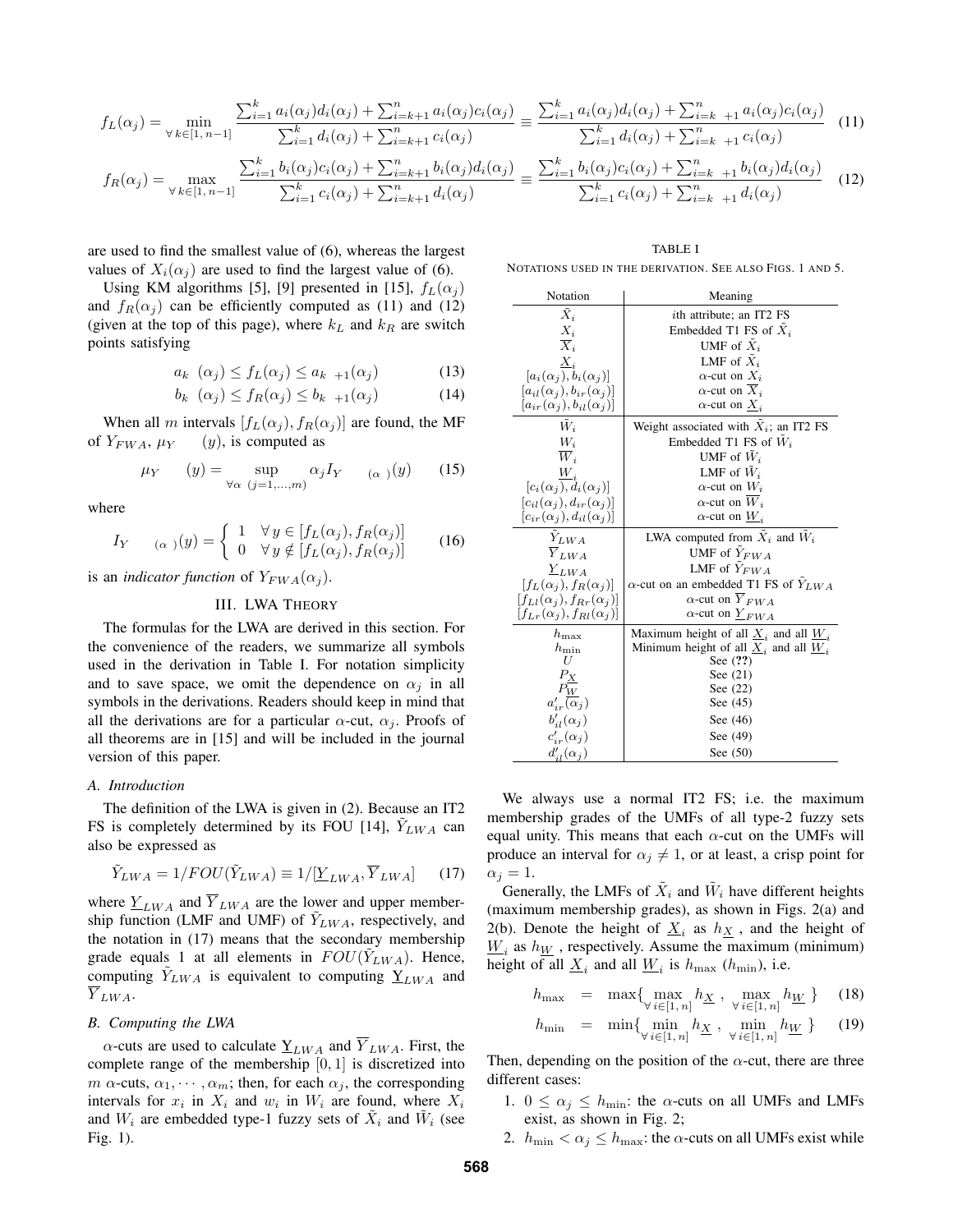$$f_L(\alpha_j) = \min_{\forall\, k\in[1,\, n-1]} \frac{\sum_{i=1}^{k} a_i(\alpha_j)d_i(\alpha_j) + \sum_{i=k+1}^{n} a_i(\alpha_j)c_i(\alpha_j)}{\sum_{i=1}^{k} d_i(\alpha_j) + \sum_{i=k+1}^{n} c_i(\alpha_j)} \equiv \frac{\sum_{i=1}^{k} a_i(\alpha_j)d_i(\alpha_j) + \sum_{i=k\ \ +1}^{n} a_i(\alpha_j)c_i(\alpha_j)}{\sum_{i=1}^{k} d_i(\alpha_j) + \sum_{i=k\ \ +1}^{n} c_i(\alpha_j)} \quad (11)$$

$$f_R(\alpha_j) = \max_{\forall\, k\in[1,\, n-1]} \frac{\sum_{i=1}^{k} b_i(\alpha_j)c_i(\alpha_j) + \sum_{i=k+1}^{n} b_i(\alpha_j)d_i(\alpha_j)}{\sum_{i=1}^{k} c_i(\alpha_j) + \sum_{i=k+1}^{n} d_i(\alpha_j)} \equiv \frac{\sum_{i=1}^{k} b_i(\alpha_j)c_i(\alpha_j) + \sum_{i=k\ \ +1}^{n} b_i(\alpha_j)d_i(\alpha_j)}{\sum_{i=1}^{k} c_i(\alpha_j) + \sum_{i=k\ \ +1}^{n} d_i(\alpha_j)} \quad (12)$$

are used to find the smallest value of (6), whereas the largest values of $X_i(\alpha_j)$ are used to find the largest value of (6).

Using KM algorithms [5], [9] presented in [15], $f_L(\alpha_j)$ and $f_R(\alpha_j)$ can be efficiently computed as (11) and (12) (given at the top of this page), where $k_L$ and $k_R$ are switch points satisfying

$$a_{k}\ \ (\alpha_j) \le f_L(\alpha_j) \le a_{k\ \ +1}(\alpha_j) \quad (13)$$

$$b_{k}\ \ (\alpha_j) \le f_R(\alpha_j) \le b_{k\ \ +1}(\alpha_j) \quad (14)$$

When all $m$ intervals $[f_L(\alpha_j), f_R(\alpha_j)]$ are found, the MF of $Y_{FWA}$, $\mu_Y\ \ \ \ (y)$, is computed as

$$\mu_Y\ \ \ \ (y) = \sup_{\forall\alpha\ \ (j=1,\ldots,m)} \alpha_j I_Y\ \ \ \ _{(\alpha\ \ )}(y) \quad (15)$$

where

$$I_Y\ \ \ \ _{(\alpha\ \ )}(y) = \begin{cases} 1 & \forall\, y \in [f_L(\alpha_j), f_R(\alpha_j)] \\ 0 & \forall\, y \notin [f_L(\alpha_j), f_R(\alpha_j)] \end{cases} \quad (16)$$

is an *indicator function* of $Y_{FWA}(\alpha_j)$.

## III. LWA Theory

The formulas for the LWA are derived in this section. For the convenience of the readers, we summarize all symbols used in the derivation in Table I. For notation simplicity and to save space, we omit the dependence on $\alpha_j$ in all symbols in the derivations. Readers should keep in mind that all the derivations are for a particular $\alpha$-cut, $\alpha_j$. Proofs of all theorems are in [15] and will be included in the journal version of this paper.

TABLE I

Notations used in the derivation. See also Figs. 1 and 5.

| Notation | Meaning |
|---|---|
| $\tilde{X}_i$ | $i$th attribute; an IT2 FS |
| $X_i$ | Embedded T1 FS of $\tilde{X}_i$ |
| $\overline{X}_i$ | UMF of $\tilde{X}_i$ |
| $\underline{X}_i$ | LMF of $\tilde{X}_i$ |
| $[a_i(\alpha_j), b_i(\alpha_j)]$ | $\alpha$-cut on $X_i$ |
| $[a_{il}(\alpha_j), b_{ir}(\alpha_j)]$ | $\alpha$-cut on $\overline{X}_i$ |
| $[a_{ir}(\alpha_j), b_{il}(\alpha_j)]$ | $\alpha$-cut on $\underline{X}_i$ |
| $\tilde{W}_i$ | Weight associated with $\tilde{X}_i$; an IT2 FS |
| $W_i$ | Embedded T1 FS of $\tilde{W}_i$ |
| $\overline{W}_i$ | UMF of $\tilde{W}_i$ |
| $\underline{W}_i$ | LMF of $\tilde{W}_i$ |
| $[c_i(\alpha_j), d_i(\alpha_j)]$ | $\alpha$-cut on $W_i$ |
| $[c_{il}(\alpha_j), d_{ir}(\alpha_j)]$ | $\alpha$-cut on $\overline{W}_i$ |
| $[c_{ir}(\alpha_j), d_{il}(\alpha_j)]$ | $\alpha$-cut on $\underline{W}_i$ |
| $\tilde{Y}_{LWA}$ | LWA computed from $\tilde{X}_i$ and $\tilde{W}_i$ |
| $\overline{Y}_{LWA}$ | UMF of $\tilde{Y}_{FWA}$ |
| $\underline{Y}_{LWA}$ | LMF of $\tilde{Y}_{FWA}$ |
| $[f_L(\alpha_j), f_R(\alpha_j)]$ | $\alpha$-cut on an embedded T1 FS of $\tilde{Y}_{LWA}$ |
| $[f_{Ll}(\alpha_j), f_{Rr}(\alpha_j)]$ | $\alpha$-cut on $\overline{Y}_{FWA}$ |
| $[f_{Lr}(\alpha_j), f_{Rl}(\alpha_j)]$ | $\alpha$-cut on $\underline{Y}_{FWA}$ |
| $h_{\max}$ | Maximum height of all $\underline{X}_i$ and all $\underline{W}_i$ |
| $h_{\min}$ | Minimum height of all $\underline{X}_i$ and all $\underline{W}_i$ |
| $U$ | See (??) |
| $P_{\underline{X}}$ | See (21) |
| $P_{\underline{W}}$ | See (22) |
| $a'_{ir}(\alpha_j)$ | See (45) |
| $b'_{il}(\alpha_j)$ | See (46) |
| $c'_{ir}(\alpha_j)$ | See (49) |
| $d'_{il}(\alpha_j)$ | See (50) |

### A. Introduction

The definition of the LWA is given in (2). Because an IT2 FS is completely determined by its FOU [14], $\tilde{Y}_{LWA}$ can also be expressed as

$$\tilde{Y}_{LWA} = 1/FOU(\tilde{Y}_{LWA}) \equiv 1/[\underline{Y}_{LWA}, \overline{Y}_{LWA}] \quad (17)$$

where $\underline{Y}_{LWA}$ and $\overline{Y}_{LWA}$ are the lower and upper membership function (LMF and UMF) of $\tilde{Y}_{LWA}$, respectively, and the notation in (17) means that the secondary membership grade equals 1 at all elements in $FOU(\tilde{Y}_{LWA})$. Hence, computing $\tilde{Y}_{LWA}$ is equivalent to computing $\underline{Y}_{LWA}$ and $\overline{Y}_{LWA}$.

### B. Computing the LWA

$\alpha$-cuts are used to calculate $\underline{Y}_{LWA}$ and $\overline{Y}_{LWA}$. First, the complete range of the membership $[0, 1]$ is discretized into $m$ $\alpha$-cuts, $\alpha_1, \cdots, \alpha_m$; then, for each $\alpha_j$, the corresponding intervals for $x_i$ in $X_i$ and $w_i$ in $W_i$ are found, where $X_i$ and $W_i$ are embedded type-1 fuzzy sets of $\tilde{X}_i$ and $\tilde{W}_i$ (see Fig. 1).

We always use a normal IT2 FS; i.e. the maximum membership grades of the UMFs of all type-2 fuzzy sets equal unity. This means that each $\alpha$-cut on the UMFs will produce an interval for $\alpha_j \ne 1$, or at least, a crisp point for $\alpha_j = 1$.

Generally, the LMFs of $\tilde{X}_i$ and $\tilde{W}_i$ have different heights (maximum membership grades), as shown in Figs. 2(a) and 2(b). Denote the height of $\underline{X}_i$ as $h_{\underline{X}}$, and the height of $\underline{W}_i$ as $h_{\underline{W}}$, respectively. Assume the maximum (minimum) height of all $\underline{X}_i$ and all $\underline{W}_i$ is $h_{\max}$ ($h_{\min}$), i.e.

$$h_{\max} = \max\{\max_{\forall\, i\in[1,\, n]} h_{\underline{X}}\ ,\ \max_{\forall\, i\in[1,\, n]} h_{\underline{W}}\ \} \quad (18)$$

$$h_{\min} = \min\{\min_{\forall\, i\in[1,\, n]} h_{\underline{X}}\ ,\ \min_{\forall\, i\in[1,\, n]} h_{\underline{W}}\ \} \quad (19)$$

Then, depending on the position of the $\alpha$-cut, there are three different cases:

1. $0 \le \alpha_j \le h_{\min}$: the $\alpha$-cuts on all UMFs and LMFs exist, as shown in Fig. 2;
2. $h_{\min} < \alpha_j \le h_{\max}$: the $\alpha$-cuts on all UMFs exist while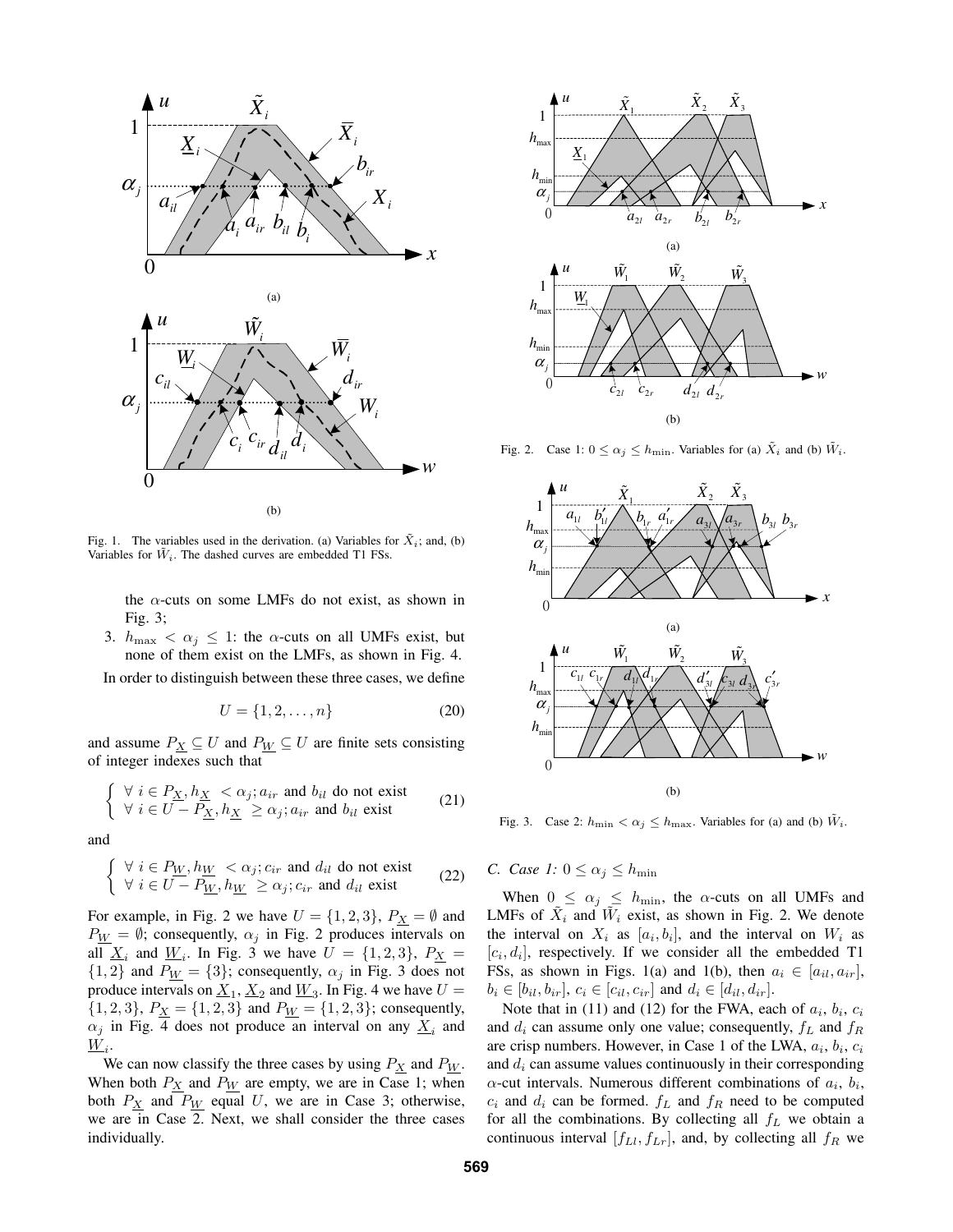Fig. 1. The variables used in the derivation. (a) Variables for $\tilde{X}_i$; and, (b) Variables for $\tilde{W}_i$. The dashed curves are embedded T1 FSs.

the $\alpha$-cuts on some LMFs do not exist, as shown in Fig. 3;

3. $h_{\max} < \alpha_j \leq 1$: the $\alpha$-cuts on all UMFs exist, but none of them exist on the LMFs, as shown in Fig. 4.

In order to distinguish between these three cases, we define

$$U = \{1, 2, \ldots, n\} \tag{20}$$

and assume $P_{\underline{X}} \subseteq U$ and $P_{\underline{W}} \subseteq U$ are finite sets consisting of integer indexes such that

$$\begin{cases} \forall\ i \in P_{\underline{X}}, h_{\underline{X}} < \alpha_j; a_{ir} \text{ and } b_{il} \text{ do not exist} \\ \forall\ i \in U - P_{\underline{X}}, h_{\underline{X}} \geq \alpha_j; a_{ir} \text{ and } b_{il} \text{ exist} \end{cases} \tag{21}$$

and

$$\begin{cases} \forall\ i \in P_{\underline{W}}, h_{\underline{W}} < \alpha_j; c_{ir} \text{ and } d_{il} \text{ do not exist} \\ \forall\ i \in U - P_{\underline{W}}, h_{\underline{W}} \geq \alpha_j; c_{ir} \text{ and } d_{il} \text{ exist} \end{cases} \tag{22}$$

For example, in Fig. 2 we have $U = \{1, 2, 3\}$, $P_{\underline{X}} = \emptyset$ and $P_{\underline{W}} = \emptyset$; consequently, $\alpha_j$ in Fig. 2 produces intervals on all $\underline{X}_i$ and $\underline{W}_i$. In Fig. 3 we have $U = \{1, 2, 3\}$, $P_{\underline{X}} = \{1, 2\}$ and $P_{\underline{W}} = \{3\}$; consequently, $\alpha_j$ in Fig. 3 does not produce intervals on $\underline{X}_1$, $\underline{X}_2$ and $\underline{W}_3$. In Fig. 4 we have $U = \{1, 2, 3\}$, $P_{\underline{X}} = \{1, 2, 3\}$ and $P_{\underline{W}} = \{1, 2, 3\}$; consequently, $\alpha_j$ in Fig. 4 does not produce an interval on any $\underline{X}_i$ and $\underline{W}_i$.

We can now classify the three cases by using $P_{\underline{X}}$ and $P_{\underline{W}}$. When both $P_{\underline{X}}$ and $P_{\underline{W}}$ are empty, we are in Case 1; when both $P_{\underline{X}}$ and $P_{\underline{W}}$ equal $U$, we are in Case 3; otherwise, we are in Case 2. Next, we shall consider the three cases individually.

Fig. 2. Case 1: $0 \leq \alpha_j \leq h_{\min}$. Variables for (a) $\tilde{X}_i$ and (b) $\tilde{W}_i$.

Fig. 3. Case 2: $h_{\min} < \alpha_j \leq h_{\max}$. Variables for (a) and (b) $\tilde{W}_i$.

### C. Case 1: $0 \leq \alpha_j \leq h_{\min}$

When $0 \leq \alpha_j \leq h_{\min}$, the $\alpha$-cuts on all UMFs and LMFs of $\tilde{X}_i$ and $\tilde{W}_i$ exist, as shown in Fig. 2. We denote the interval on $X_i$ as $[a_i, b_i]$, and the interval on $W_i$ as $[c_i, d_i]$, respectively. If we consider all the embedded T1 FSs, as shown in Figs. 1(a) and 1(b), then $a_i \in [a_{il}, a_{ir}]$, $b_i \in [b_{il}, b_{ir}]$, $c_i \in [c_{il}, c_{ir}]$ and $d_i \in [d_{il}, d_{ir}]$.

Note that in (11) and (12) for the FWA, each of $a_i$, $b_i$, $c_i$ and $d_i$ can assume only one value; consequently, $f_L$ and $f_R$ are crisp numbers. However, in Case 1 of the LWA, $a_i$, $b_i$, $c_i$ and $d_i$ can assume values continuously in their corresponding $\alpha$-cut intervals. Numerous different combinations of $a_i$, $b_i$, $c_i$ and $d_i$ can be formed. $f_L$ and $f_R$ need to be computed for all the combinations. By collecting all $f_L$ we obtain a continuous interval $[f_{Ll}, f_{Lr}]$, and, by collecting all $f_R$ we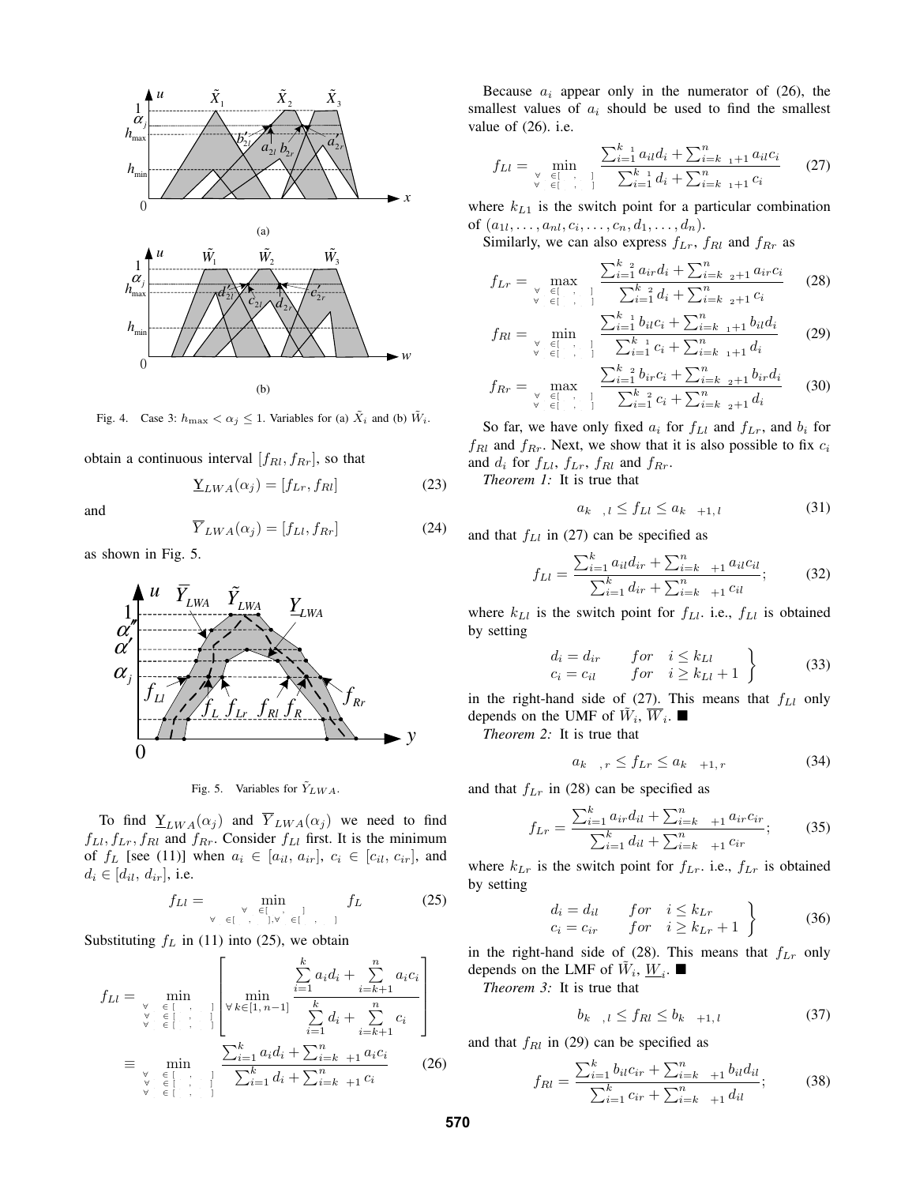1
$\alpha_j$
$h_{\max}$
$h_{\min}$
0
$u$
$\tilde{X}_1$
$\tilde{X}_2$
$\tilde{X}_3$
$b'_{2l}$
$a_{2l}$
$b_{2r}$
$a'_{2r}$
$x$

(a)

1
$\alpha_j$
$h_{\max}$
$h_{\min}$
0
$u$
$\tilde{W}_1$
$\tilde{W}_2$
$\tilde{W}_3$
$d'_{2l}$
$c_{2l}$
$d_{2r}$
$c'_{2r}$
$w$

(b)

Fig. 4. Case 3: $h_{\max} < \alpha_j \leq 1$. Variables for (a) $\tilde{X}_i$ and (b) $\tilde{W}_i$.

obtain a continuous interval $[f_{Rl}, f_{Rr}]$, so that

$$\underline{Y}_{LWA}(\alpha_j) = [f_{Lr}, f_{Rl}] \tag{23}$$

and

$$\overline{Y}_{LWA}(\alpha_j) = [f_{Ll}, f_{Rr}] \tag{24}$$

as shown in Fig. 5.

$u$
$\overline{Y}_{LWA}$
$\tilde{Y}_{LWA}$
$\underline{Y}_{LWA}$
1
$\alpha''$
$\alpha'$
$\alpha_j$
$f_{Ll}$
$f_L$
$f_{Lr}$
$f_{Rl}$
$f_R$
$f_{Rr}$
0
$y$

Fig. 5. Variables for $\tilde{Y}_{LWA}$.

To find $\underline{Y}_{LWA}(\alpha_j)$ and $\overline{Y}_{LWA}(\alpha_j)$ we need to find $f_{Ll}, f_{Lr}, f_{Rl}$ and $f_{Rr}$. Consider $f_{Ll}$ first. It is the minimum of $f_L$ [see (11)] when $a_i \in [a_{il}, a_{ir}]$, $c_i \in [c_{il}, c_{ir}]$, and $d_i \in [d_{il}, d_{ir}]$, i.e.

$$f_{Ll} = \min_{\substack{\forall a_i \in [a_{il}, a_{ir}] \\ \forall c_i \in [c_{il}, c_{ir}], \forall d_i \in [d_{il}, d_{ir}]}} f_L \tag{25}$$

Substituting $f_L$ in (11) into (25), we obtain

$$f_{Ll} = \min_{\substack{\forall a_i \in [a_{il}, a_{ir}] \\ \forall c_i \in [c_{il}, c_{ir}] \\ \forall d_i \in [d_{il}, d_{ir}]}} \left[ \min_{\forall k \in [1, n-1]} \frac{\sum_{i=1}^{k} a_i d_i + \sum_{i=k+1}^{n} a_i c_i}{\sum_{i=1}^{k} d_i + \sum_{i=k+1}^{n} c_i} \right]$$

$$\equiv \min_{\substack{\forall k \in [1, n-1] \\ \forall a_i \in [a_{il}, a_{ir}] \\ \forall c_i \in [c_{il}, c_{ir}] \\ \forall d_i \in [d_{il}, d_{ir}]}} \frac{\sum_{i=1}^{k} a_i d_i + \sum_{i=k+1}^{n} a_i c_i}{\sum_{i=1}^{k} d_i + \sum_{i=k+1}^{n} c_i} \tag{26}$$

Because $a_i$ appear only in the numerator of (26), the smallest values of $a_i$ should be used to find the smallest value of (26). i.e.

$$f_{Ll} = \min_{\substack{\forall c_i \in [c_{il}, c_{ir}] \\ \forall d_i \in [d_{il}, d_{ir}]}} \frac{\sum_{i=1}^{k_{L1}} a_{il} d_i + \sum_{i=k_{L1}+1}^{n} a_{il} c_i}{\sum_{i=1}^{k_{L1}} d_i + \sum_{i=k_{L1}+1}^{n} c_i} \tag{27}$$

where $k_{L1}$ is the switch point for a particular combination of $(a_{1l}, \ldots, a_{nl}, c_i, \ldots, c_n, d_1, \ldots, d_n)$.

Similarly, we can also express $f_{Lr}$, $f_{Rl}$ and $f_{Rr}$ as

$$f_{Lr} = \max_{\substack{\forall c_i \in [c_{il}, c_{ir}] \\ \forall d_i \in [d_{il}, d_{ir}]}} \frac{\sum_{i=1}^{k_{L2}} a_{ir} d_i + \sum_{i=k_{L2}+1}^{n} a_{ir} c_i}{\sum_{i=1}^{k_{L2}} d_i + \sum_{i=k_{L2}+1}^{n} c_i} \tag{28}$$

$$f_{Rl} = \min_{\substack{\forall c_i \in [c_{il}, c_{ir}] \\ \forall d_i \in [d_{il}, d_{ir}]}} \frac{\sum_{i=1}^{k_{R1}} b_{il} c_i + \sum_{i=k_{R1}+1}^{n} b_{il} d_i}{\sum_{i=1}^{k_{R1}} c_i + \sum_{i=k_{R1}+1}^{n} d_i} \tag{29}$$

$$f_{Rr} = \max_{\substack{\forall c_i \in [c_{il}, c_{ir}] \\ \forall d_i \in [d_{il}, d_{ir}]}} \frac{\sum_{i=1}^{k_{R2}} b_{ir} c_i + \sum_{i=k_{R2}+1}^{n} b_{ir} d_i}{\sum_{i=1}^{k_{R2}} c_i + \sum_{i=k_{R2}+1}^{n} d_i} \tag{30}$$

So far, we have only fixed $a_i$ for $f_{Ll}$ and $f_{Lr}$, and $b_i$ for $f_{Rl}$ and $f_{Rr}$. Next, we show that it is also possible to fix $c_i$ and $d_i$ for $f_{Ll}$, $f_{Lr}$, $f_{Rl}$ and $f_{Rr}$.

*Theorem 1:* It is true that

$$a_{k_{Ll},l} \leq f_{Ll} \leq a_{k_{Ll}+1,l} \tag{31}$$

and that $f_{Ll}$ in (27) can be specified as

$$f_{Ll} = \frac{\sum_{i=1}^{k_{Ll}} a_{il} d_{ir} + \sum_{i=k_{Ll}+1}^{n} a_{il} c_{il}}{\sum_{i=1}^{k_{Ll}} d_{ir} + \sum_{i=k_{Ll}+1}^{n} c_{il}}; \tag{32}$$

where $k_{Ll}$ is the switch point for $f_{Ll}$. i.e., $f_{Ll}$ is obtained by setting

$$\left.\begin{array}{lll} d_i = d_{ir} & for & i \leq k_{Ll} \\ c_i = c_{il} & for & i \geq k_{Ll}+1 \end{array}\right\} \tag{33}$$

in the right-hand side of (27). This means that $f_{Ll}$ only depends on the UMF of $\tilde{W}_i$, $\overline{W}_i$. ■

*Theorem 2:* It is true that

$$a_{k_{Lr},r} \leq f_{Lr} \leq a_{k_{Lr}+1,r} \tag{34}$$

and that $f_{Lr}$ in (28) can be specified as

$$f_{Lr} = \frac{\sum_{i=1}^{k_{Lr}} a_{ir} d_{il} + \sum_{i=k_{Lr}+1}^{n} a_{ir} c_{ir}}{\sum_{i=1}^{k_{Lr}} d_{il} + \sum_{i=k_{Lr}+1}^{n} c_{ir}}; \tag{35}$$

where $k_{Lr}$ is the switch point for $f_{Lr}$. i.e., $f_{Lr}$ is obtained by setting

$$\left.\begin{array}{lll} d_i = d_{il} & for & i \leq k_{Lr} \\ c_i = c_{ir} & for & i \geq k_{Lr}+1 \end{array}\right\} \tag{36}$$

in the right-hand side of (28). This means that $f_{Lr}$ only depends on the LMF of $\tilde{W}_i$, $\underline{W}_i$. ■

*Theorem 3:* It is true that

$$b_{k_{Rl},l} \leq f_{Rl} \leq b_{k_{Rl}+1,l} \tag{37}$$

and that $f_{Rl}$ in (29) can be specified as

$$f_{Rl} = \frac{\sum_{i=1}^{k_{Rl}} b_{il} c_{ir} + \sum_{i=k_{Rl}+1}^{n} b_{il} d_{il}}{\sum_{i=1}^{k_{Rl}} c_{ir} + \sum_{i=k_{Rl}+1}^{n} d_{il}}; \tag{38}$$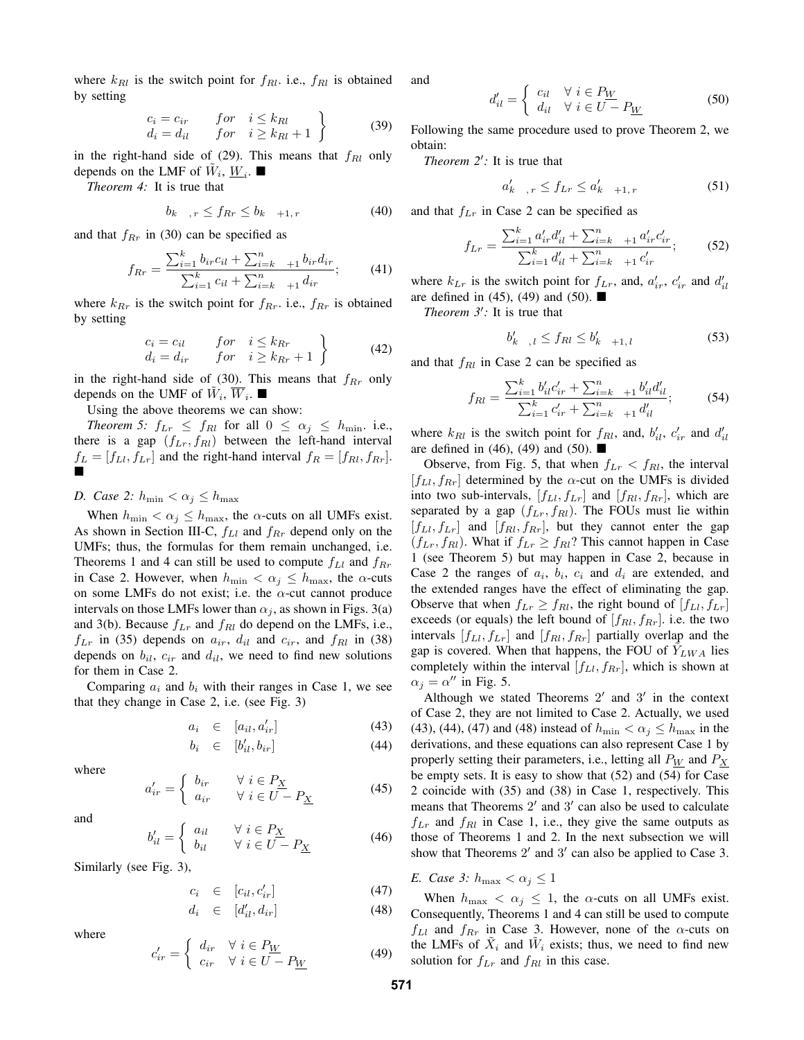where $k_{Rl}$ is the switch point for $f_{Rl}$. i.e., $f_{Rl}$ is obtained by setting

$$\left.\begin{array}{llll} c_i = c_{ir} & for & i \leq k_{Rl} \\ d_i = d_{il} & for & i \geq k_{Rl}+1 \end{array}\right\} \tag{39}$$

in the right-hand side of (29). This means that $f_{Rl}$ only depends on the LMF of $\tilde{W}_i$, $\underline{W}_i$. ■

*Theorem 4:* It is true that

$$b_{k_{Rr},r} \leq f_{Rr} \leq b_{k_{Rr}+1,r} \tag{40}$$

and that $f_{Rr}$ in (30) can be specified as

$$f_{Rr} = \frac{\sum_{i=1}^{k_{Rr}} b_{ir}c_{il} + \sum_{i=k_{Rr}+1}^{n} b_{ir}d_{ir}}{\sum_{i=1}^{k_{Rr}} c_{il} + \sum_{i=k_{Rr}+1}^{n} d_{ir}}; \tag{41}$$

where $k_{Rr}$ is the switch point for $f_{Rr}$. i.e., $f_{Rr}$ is obtained by setting

$$\left.\begin{array}{llll} c_i = c_{il} & for & i \leq k_{Rr} \\ d_i = d_{ir} & for & i \geq k_{Rr}+1 \end{array}\right\} \tag{42}$$

in the right-hand side of (30). This means that $f_{Rr}$ only depends on the UMF of $\tilde{W}_i$, $\overline{W}_i$. ■

Using the above theorems we can show:

*Theorem 5:* $f_{Lr} \leq f_{Rl}$ for all $0 \leq \alpha_j \leq h_{\min}$. i.e., there is a gap $(f_{Lr}, f_{Rl})$ between the left-hand interval $f_L = [f_{Ll}, f_{Lr}]$ and the right-hand interval $f_R = [f_{Rl}, f_{Rr}]$. ■

### D. Case 2: $h_{\min} < \alpha_j \leq h_{\max}$

When $h_{\min} < \alpha_j \leq h_{\max}$, the $\alpha$-cuts on all UMFs exist. As shown in Section III-C, $f_{Ll}$ and $f_{Rr}$ depend only on the UMFs; thus, the formulas for them remain unchanged, i.e. Theorems 1 and 4 can still be used to compute $f_{Ll}$ and $f_{Rr}$ in Case 2. However, when $h_{\min} < \alpha_j \leq h_{\max}$, the $\alpha$-cuts on some LMFs do not exist; i.e. the $\alpha$-cut cannot produce intervals on those LMFs lower than $\alpha_j$, as shown in Figs. 3(a) and 3(b). Because $f_{Lr}$ and $f_{Rl}$ do depend on the LMFs, i.e., $f_{Lr}$ in (35) depends on $a_{ir}$, $d_{il}$ and $c_{ir}$, and $f_{Rl}$ in (38) depends on $b_{il}$, $c_{ir}$ and $d_{il}$, we need to find new solutions for them in Case 2.

Comparing $a_i$ and $b_i$ with their ranges in Case 1, we see that they change in Case 2, i.e. (see Fig. 3)

$$a_i \in [a_{il}, a'_{ir}] \tag{43}$$

$$b_i \in [b'_{il}, b_{ir}] \tag{44}$$

where

$$a'_{ir} = \begin{cases} b_{ir} & \forall\ i \in P_{\underline{X}} \\ a_{ir} & \forall\ i \in U - P_{\underline{X}} \end{cases} \tag{45}$$

and

$$b'_{il} = \begin{cases} a_{il} & \forall\ i \in P_{\underline{X}} \\ b_{il} & \forall\ i \in U - P_{\underline{X}} \end{cases} \tag{46}$$

Similarly (see Fig. 3),

$$c_i \in [c_{il}, c'_{ir}] \tag{47}$$

$$d_i \in [d'_{il}, d_{ir}] \tag{48}$$

where

$$c'_{ir} = \begin{cases} d_{ir} & \forall\ i \in P_{\underline{W}} \\ c_{ir} & \forall\ i \in U - P_{\underline{W}} \end{cases} \tag{49}$$

and

$$d'_{il} = \begin{cases} c_{il} & \forall\ i \in P_{\underline{W}} \\ d_{il} & \forall\ i \in U - P_{\underline{W}} \end{cases} \tag{50}$$

Following the same procedure used to prove Theorem 2, we obtain:

*Theorem 2′:* It is true that

$$a'_{k_{Lr},r} \leq f_{Lr} \leq a'_{k_{Lr}+1,r} \tag{51}$$

and that $f_{Lr}$ in Case 2 can be specified as

$$f_{Lr} = \frac{\sum_{i=1}^{k_{Lr}} a'_{ir}d'_{il} + \sum_{i=k_{Lr}+1}^{n} a'_{ir}c'_{ir}}{\sum_{i=1}^{k_{Lr}} d'_{il} + \sum_{i=k_{Lr}+1}^{n} c'_{ir}}; \tag{52}$$

where $k_{Lr}$ is the switch point for $f_{Lr}$, and, $a'_{ir}$, $c'_{ir}$ and $d'_{il}$ are defined in (45), (49) and (50). ■

*Theorem 3′:* It is true that

$$b'_{k_{Rl},l} \leq f_{Rl} \leq b'_{k_{Rl}+1,l} \tag{53}$$

and that $f_{Rl}$ in Case 2 can be specified as

$$f_{Rl} = \frac{\sum_{i=1}^{k_{Rl}} b'_{il}c'_{ir} + \sum_{i=k_{Rl}+1}^{n} b'_{il}d'_{il}}{\sum_{i=1}^{k_{Rl}} c'_{ir} + \sum_{i=k_{Rl}+1}^{n} d'_{il}}; \tag{54}$$

where $k_{Rl}$ is the switch point for $f_{Rl}$, and, $b'_{il}$, $c'_{ir}$ and $d'_{il}$ are defined in (46), (49) and (50). ■

Observe, from Fig. 5, that when $f_{Lr} < f_{Rl}$, the interval $[f_{Ll}, f_{Rr}]$ determined by the $\alpha$-cut on the UMFs is divided into two sub-intervals, $[f_{Ll}, f_{Lr}]$ and $[f_{Rl}, f_{Rr}]$, which are separated by a gap $(f_{Lr}, f_{Rl})$. The FOUs must lie within $[f_{Ll}, f_{Lr}]$ and $[f_{Rl}, f_{Rr}]$, but they cannot enter the gap $(f_{Lr}, f_{Rl})$. What if $f_{Lr} \geq f_{Rl}$? This cannot happen in Case 1 (see Theorem 5) but may happen in Case 2, because in Case 2 the ranges of $a_i$, $b_i$, $c_i$ and $d_i$ are extended, and the extended ranges have the effect of eliminating the gap. Observe that when $f_{Lr} \geq f_{Rl}$, the right bound of $[f_{Ll}, f_{Lr}]$ exceeds (or equals) the left bound of $[f_{Rl}, f_{Rr}]$. i.e. the two intervals $[f_{Ll}, f_{Lr}]$ and $[f_{Rl}, f_{Rr}]$ partially overlap and the gap is covered. When that happens, the FOU of $\tilde{Y}_{LWA}$ lies completely within the interval $[f_{Ll}, f_{Rr}]$, which is shown at $\alpha_j = \alpha''$ in Fig. 5.

Although we stated Theorems 2′ and 3′ in the context of Case 2, they are not limited to Case 2. Actually, we used (43), (44), (47) and (48) instead of $h_{\min} < \alpha_j \leq h_{\max}$ in the derivations, and these equations can also represent Case 1 by properly setting their parameters, i.e., letting all $P_{\underline{W}}$ and $P_{\underline{X}}$ be empty sets. It is easy to show that (52) and (54) for Case 2 coincide with (35) and (38) in Case 1, respectively. This means that Theorems 2′ and 3′ can also be used to calculate $f_{Lr}$ and $f_{Rl}$ in Case 1, i.e., they give the same outputs as those of Theorems 1 and 2. In the next subsection we will show that Theorems 2′ and 3′ can also be applied to Case 3.

### E. Case 3: $h_{\max} < \alpha_j \leq 1$

When $h_{\max} < \alpha_j \leq 1$, the $\alpha$-cuts on all UMFs exist. Consequently, Theorems 1 and 4 can still be used to compute $f_{Ll}$ and $f_{Rr}$ in Case 3. However, none of the $\alpha$-cuts on the LMFs of $\tilde{X}_i$ and $\tilde{W}_i$ exists; thus, we need to find new solution for $f_{Lr}$ and $f_{Rl}$ in this case.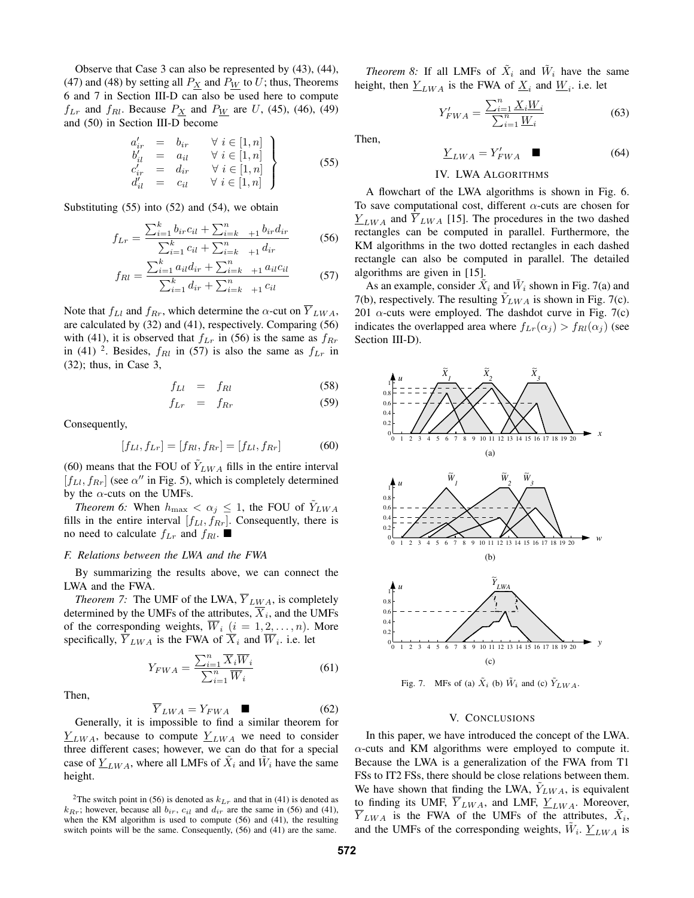Observe that Case 3 can also be represented by (43), (44), (47) and (48) by setting all $P_{\underline{X}}$ and $P_{\underline{W}}$ to $U$; thus, Theorems 6 and 7 in Section III-D can also be used here to compute $f_{Lr}$ and $f_{Rl}$. Because $P_{\underline{X}}$ and $P_{\underline{W}}$ are $U$, (45), (46), (49) and (50) in Section III-D become

$$\left.\begin{array}{rcll} a'_{ir} & = & b_{ir} & \forall\ i \in [1,n] \\ b'_{il} & = & a_{il} & \forall\ i \in [1,n] \\ c'_{ir} & = & d_{ir} & \forall\ i \in [1,n] \\ d'_{il} & = & c_{il} & \forall\ i \in [1,n] \end{array}\right\} \tag{55}$$

Substituting (55) into (52) and (54), we obtain

$$f_{Lr} = \frac{\sum_{i=1}^{k} b_{ir}c_{il} + \sum_{i=k+1}^{n} b_{ir}d_{ir}}{\sum_{i=1}^{k} c_{il} + \sum_{i=k+1}^{n} d_{ir}} \tag{56}$$

$$f_{Rl} = \frac{\sum_{i=1}^{k} a_{il}d_{ir} + \sum_{i=k+1}^{n} a_{il}c_{il}}{\sum_{i=1}^{k} d_{ir} + \sum_{i=k+1}^{n} c_{il}} \tag{57}$$

Note that $f_{Ll}$ and $f_{Rr}$, which determine the $\alpha$-cut on $\overline{Y}_{LWA}$, are calculated by (32) and (41), respectively. Comparing (56) with (41), it is observed that $f_{Lr}$ in (56) is the same as $f_{Rr}$ in (41) [2]. Besides, $f_{Rl}$ in (57) is also the same as $f_{Lr}$ in (32); thus, in Case 3,

$$f_{Ll} = f_{Rl} \tag{58}$$

$$f_{Lr} = f_{Rr} \tag{59}$$

Consequently,

$$[f_{Ll}, f_{Lr}] = [f_{Rl}, f_{Rr}] = [f_{Ll}, f_{Rr}] \tag{60}$$

(60) means that the FOU of $\tilde{Y}_{LWA}$ fills in the entire interval $[f_{Ll}, f_{Rr}]$ (see $\alpha''$ in Fig. 5), which is completely determined by the $\alpha$-cuts on the UMFs.

*Theorem 6:* When $h_{\max} < \alpha_j \le 1$, the FOU of $\tilde{Y}_{LWA}$ fills in the entire interval $[f_{Ll}, f_{Rr}]$. Consequently, there is no need to calculate $f_{Lr}$ and $f_{Rl}$. ■

### F. Relations between the LWA and the FWA

By summarizing the results above, we can connect the LWA and the FWA.

*Theorem 7:* The UMF of the LWA, $\overline{Y}_{LWA}$, is completely determined by the UMFs of the attributes, $\overline{X}_i$, and the UMFs of the corresponding weights, $\overline{W}_i$ $(i = 1, 2, \ldots, n)$. More specifically, $\overline{Y}_{LWA}$ is the FWA of $\overline{X}_i$ and $\overline{W}_i$. i.e. let

$$Y_{FWA} = \frac{\sum_{i=1}^{n} \overline{X}_i \overline{W}_i}{\sum_{i=1}^{n} \overline{W}_i} \tag{61}$$

Then,

$$\overline{Y}_{LWA} = Y_{FWA} \quad ■ \tag{62}$$

Generally, it is impossible to find a similar theorem for $\underline{Y}_{LWA}$, because to compute $\underline{Y}_{LWA}$ we need to consider three different cases; however, we can do that for a special case of $\underline{Y}_{LWA}$, where all LMFs of $\tilde{X}_i$ and $\tilde{W}_i$ have the same height.

*Theorem 8:* If all LMFs of $\tilde{X}_i$ and $\tilde{W}_i$ have the same height, then $\underline{Y}_{LWA}$ is the FWA of $\underline{X}_i$ and $\underline{W}_i$. i.e. let

$$Y'_{FWA} = \frac{\sum_{i=1}^{n} \underline{X}_i \underline{W}_i}{\sum_{i=1}^{n} \underline{W}_i} \tag{63}$$

Then,

$$\underline{Y}_{LWA} = Y'_{FWA} \quad ■ \tag{64}$$

## IV. LWA Algorithms

A flowchart of the LWA algorithms is shown in Fig. 6. To save computational cost, different $\alpha$-cuts are chosen for $\underline{Y}_{LWA}$ and $\overline{Y}_{LWA}$ [15]. The procedures in the two dashed rectangles can be computed in parallel. Furthermore, the KM algorithms in the two dotted rectangles in each dashed rectangle can also be computed in parallel. The detailed algorithms are given in [15].

As an example, consider $\tilde{X}_i$ and $\tilde{W}_i$ shown in Fig. 7(a) and 7(b), respectively. The resulting $\tilde{Y}_{LWA}$ is shown in Fig. 7(c). 201 $\alpha$-cuts were employed. The dashdot curve in Fig. 7(c) indicates the overlapped area where $f_{Lr}(\alpha_j) > f_{Rl}(\alpha_j)$ (see Section III-D).

$\tilde{X}_1$ $\tilde{X}_2$ $\tilde{X}_3$
u
0 0.2 0.4 0.6 0.8 1
0 1 2 3 4 5 6 7 8 9 10 11 12 13 14 15 16 17 18 19 20 x

(a)

$\tilde{W}_1$ $\tilde{W}_2$ $\tilde{W}_3$
u
0 0.2 0.4 0.6 0.8 1
0 1 2 3 4 5 6 7 8 9 10 11 12 13 14 15 16 17 18 19 20 w

(b)

$\tilde{Y}_{LWA}$
u
0 0.2 0.4 0.6 0.8 1
0 1 2 3 4 5 6 7 8 9 10 11 12 13 14 15 16 17 18 19 20 y

(c)

Fig. 7. MFs of (a) $\tilde{X}_i$ (b) $\tilde{W}_i$ and (c) $\tilde{Y}_{LWA}$.

## V. Conclusions

In this paper, we have introduced the concept of the LWA. $\alpha$-cuts and KM algorithms were employed to compute it. Because the LWA is a generalization of the FWA from T1 FSs to IT2 FSs, there should be close relations between them. We have shown that finding the LWA, $\tilde{Y}_{LWA}$, is equivalent to finding its UMF, $\overline{Y}_{LWA}$, and LMF, $\underline{Y}_{LWA}$. Moreover, $\overline{Y}_{LWA}$ is the FWA of the UMFs of the attributes, $\tilde{X}_i$, and the UMFs of the corresponding weights, $\tilde{W}_i$. $\underline{Y}_{LWA}$ is

[2] The switch point in (56) is denoted as $k_{Lr}$ and that in (41) is denoted as $k_{Rr}$; however, because all $b_{ir}$, $c_{il}$ and $d_{ir}$ are the same in (56) and (41), when the KM algorithm is used to compute (56) and (41), the resulting switch points will be the same. Consequently, (56) and (41) are the same.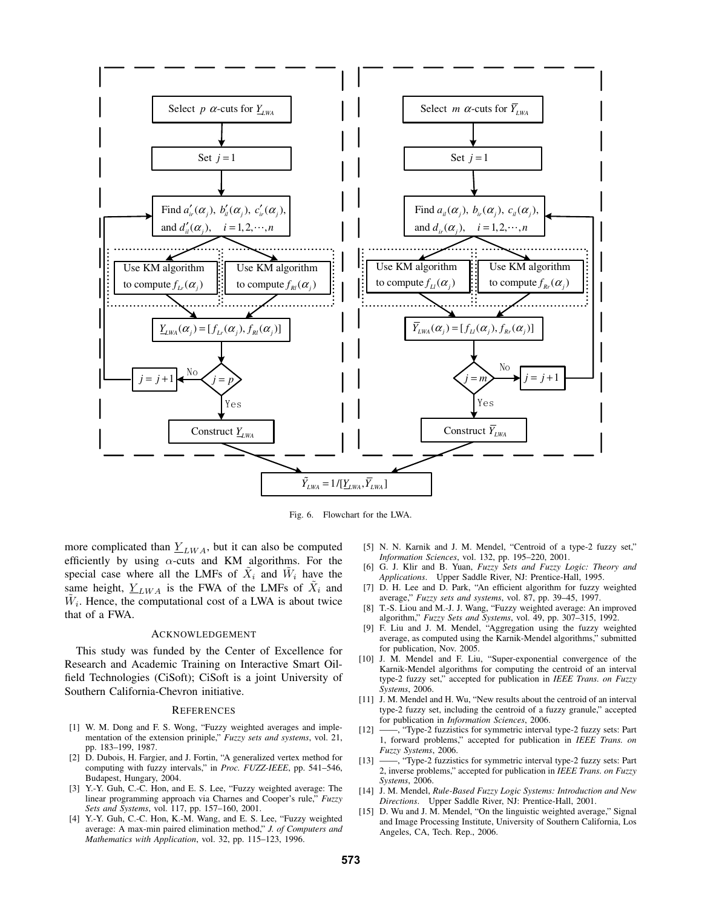Select $p$ $\alpha$-cuts for $\underline{Y}_{LWA}$

Set $j = 1$

Find $a'_{ir}(\alpha_j)$, $b'_{il}(\alpha_j)$, $c'_{ir}(\alpha_j)$, and $d'_{il}(\alpha_j)$, $i = 1, 2, \cdots, n$

Use KM algorithm to compute $f_{Lr}(\alpha_j)$

Use KM algorithm to compute $f_{Rl}(\alpha_j)$

$\underline{Y}_{LWA}(\alpha_j) = [f_{Lr}(\alpha_j), f_{Rl}(\alpha_j)]$

$j = p$

No

$j = j + 1$

Yes

Construct $\underline{Y}_{LWA}$

Select $m$ $\alpha$-cuts for $\overline{Y}_{LWA}$

Set $j = 1$

Find $a_{il}(\alpha_j)$, $b_{ir}(\alpha_j)$, $c_{il}(\alpha_j)$, and $d_{ir}(\alpha_j)$, $i = 1, 2, \cdots, n$

Use KM algorithm to compute $f_{Ll}(\alpha_j)$

Use KM algorithm to compute $f_{Rr}(\alpha_j)$

$\overline{Y}_{LWA}(\alpha_j) = [f_{Ll}(\alpha_j), f_{Rr}(\alpha_j)]$

$j = m$

No

$j = j + 1$

Yes

Construct $\overline{Y}_{LWA}$

$\tilde{Y}_{LWA} = 1/[\underline{Y}_{LWA}, \overline{Y}_{LWA}]$

Fig. 6. Flowchart for the LWA.

more complicated than $\underline{Y}_{LWA}$, but it can also be computed efficiently by using $\alpha$-cuts and KM algorithms. For the special case where all the LMFs of $\tilde{X}_i$ and $\tilde{W}_i$ have the same height, $\underline{Y}_{LWA}$ is the FWA of the LMFs of $\tilde{X}_i$ and $\tilde{W}_i$. Hence, the computational cost of a LWA is about twice that of a FWA.

## Acknowledgement

This study was funded by the Center of Excellence for Research and Academic Training on Interactive Smart Oilfield Technologies (CiSoft); CiSoft is a joint University of Southern California-Chevron initiative.

## References

[1] W. M. Dong and F. S. Wong, "Fuzzy weighted averages and implementation of the extension priniple," *Fuzzy sets and systems*, vol. 21, pp. 183–199, 1987.

[2] D. Dubois, H. Fargier, and J. Fortin, "A generalized vertex method for computing with fuzzy intervals," in *Proc. FUZZ-IEEE*, pp. 541–546, Budapest, Hungary, 2004.

[3] Y.-Y. Guh, C.-C. Hon, and E. S. Lee, "Fuzzy weighted average: The linear programming approach via Charnes and Cooper's rule," *Fuzzy Sets and Systems*, vol. 117, pp. 157–160, 2001.

[4] Y.-Y. Guh, C.-C. Hon, K.-M. Wang, and E. S. Lee, "Fuzzy weighted average: A max-min paired elimination method," *J. of Computers and Mathematics with Application*, vol. 32, pp. 115–123, 1996.

[5] N. N. Karnik and J. M. Mendel, "Centroid of a type-2 fuzzy set," *Information Sciences*, vol. 132, pp. 195–220, 2001.

[6] G. J. Klir and B. Yuan, *Fuzzy Sets and Fuzzy Logic: Theory and Applications*. Upper Saddle River, NJ: Prentice-Hall, 1995.

[7] D. H. Lee and D. Park, "An efficient algorithm for fuzzy weighted average," *Fuzzy sets and systems*, vol. 87, pp. 39–45, 1997.

[8] T.-S. Liou and M.-J. J. Wang, "Fuzzy weighted average: An improved algorithm," *Fuzzy Sets and Systems*, vol. 49, pp. 307–315, 1992.

[9] F. Liu and J. M. Mendel, "Aggregation using the fuzzy weighted average, as computed using the Karnik-Mendel algorithms," submitted for publication, Nov. 2005.

[10] J. M. Mendel and F. Liu, "Super-exponential convergence of the Karnik-Mendel algorithms for computing the centroid of an interval type-2 fuzzy set," accepted for publication in *IEEE Trans. on Fuzzy Systems*, 2006.

[11] J. M. Mendel and H. Wu, "New results about the centroid of an interval type-2 fuzzy set, including the centroid of a fuzzy granule," accepted for publication in *Information Sciences*, 2006.

[12] ——, "Type-2 fuzzistics for symmetric interval type-2 fuzzy sets: Part 1, forward problems," accepted for publication in *IEEE Trans. on Fuzzy Systems*, 2006.

[13] ——, "Type-2 fuzzistics for symmetric interval type-2 fuzzy sets: Part 2, inverse problems," accepted for publication in *IEEE Trans. on Fuzzy Systems*, 2006.

[14] J. M. Mendel, *Rule-Based Fuzzy Logic Systems: Introduction and New Directions*. Upper Saddle River, NJ: Prentice-Hall, 2001.

[15] D. Wu and J. M. Mendel, "On the linguistic weighted average," Signal and Image Processing Institute, University of Southern California, Los Angeles, CA, Tech. Rep., 2006.